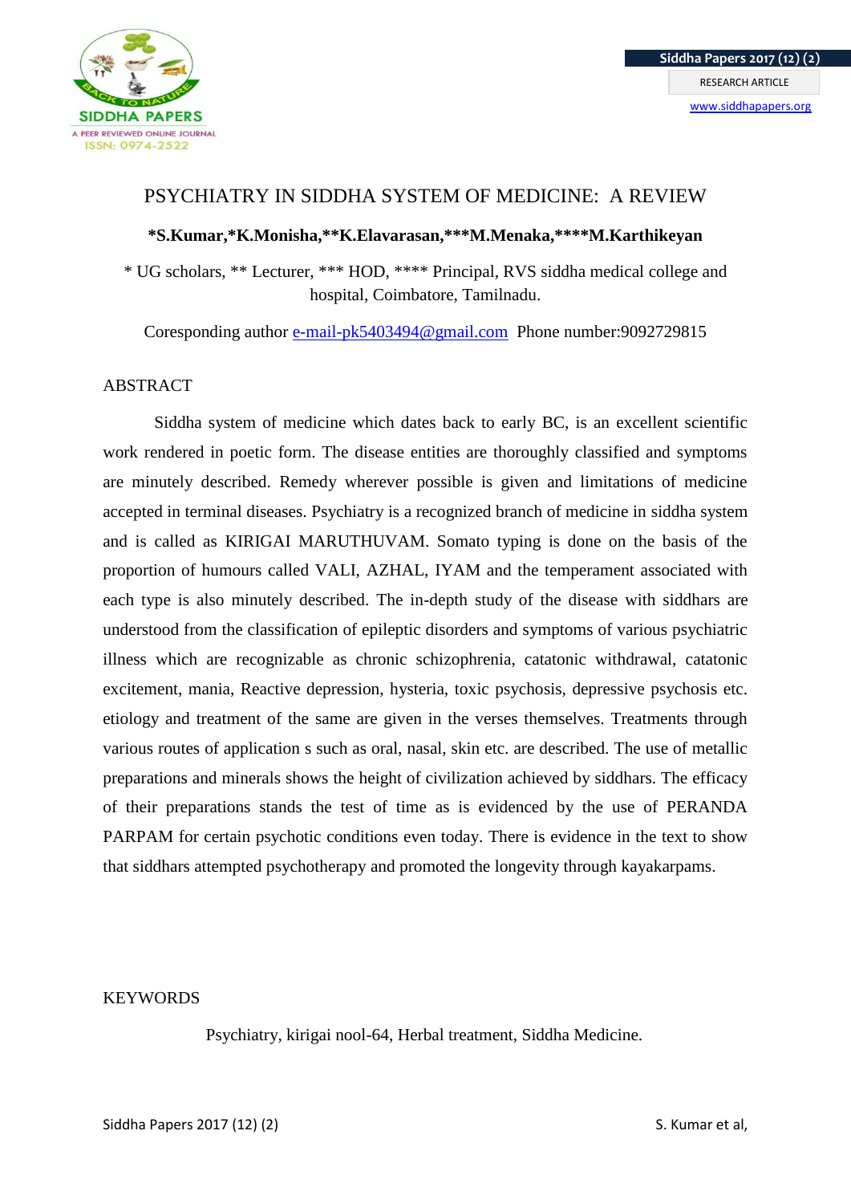# PSYCHIATRY IN SIDDHA SYSTEM OF MEDICINE: A REVIEW

**\*S.Kumar,\*K.Monisha,\*\*K.Elavarasan,\*\*\*M.Menaka,\*\*\*\*M.Karthikeyan**

\* UG scholars, \*\* Lecturer, \*\*\* HOD, \*\*\*\* Principal, RVS siddha medical college and hospital, Coimbatore, Tamilnadu.

Coresponding author e-mail-pk5403494@gmail.com Phone number:9092729815

## ABSTRACT

Siddha system of medicine which dates back to early BC, is an excellent scientific work rendered in poetic form. The disease entities are thoroughly classified and symptoms are minutely described. Remedy wherever possible is given and limitations of medicine accepted in terminal diseases. Psychiatry is a recognized branch of medicine in siddha system and is called as KIRIGAI MARUTHUVAM. Somato typing is done on the basis of the proportion of humours called VALI, AZHAL, IYAM and the temperament associated with each type is also minutely described. The in-depth study of the disease with siddhars are understood from the classification of epileptic disorders and symptoms of various psychiatric illness which are recognizable as chronic schizophrenia, catatonic withdrawal, catatonic excitement, mania, Reactive depression, hysteria, toxic psychosis, depressive psychosis etc. etiology and treatment of the same are given in the verses themselves. Treatments through various routes of application s such as oral, nasal, skin etc. are described. The use of metallic preparations and minerals shows the height of civilization achieved by siddhars. The efficacy of their preparations stands the test of time as is evidenced by the use of PERANDA PARPAM for certain psychotic conditions even today. There is evidence in the text to show that siddhars attempted psychotherapy and promoted the longevity through kayakarpams.

## KEYWORDS

Psychiatry, kirigai nool-64, Herbal treatment, Siddha Medicine.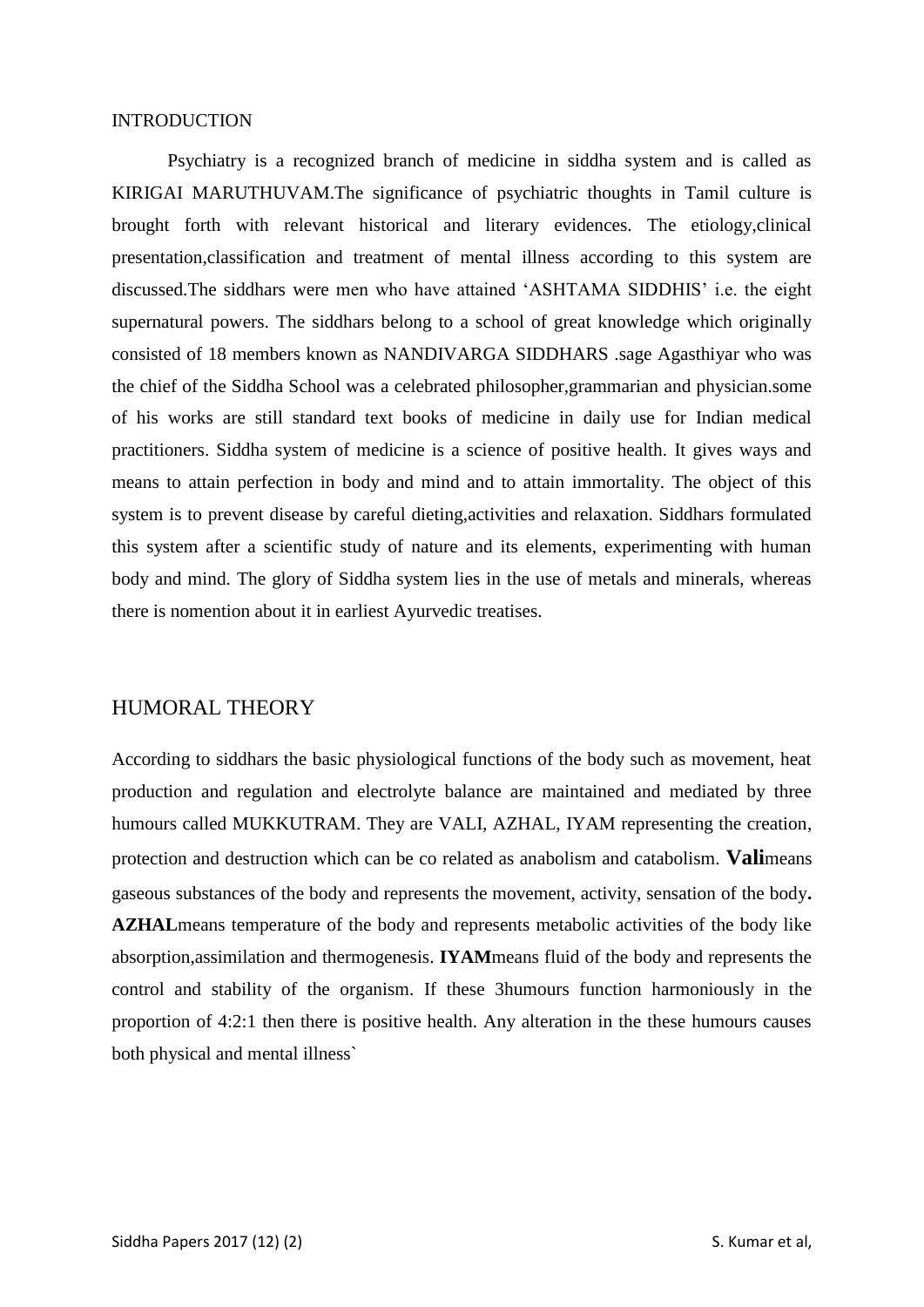INTRODUCTION

Psychiatry is a recognized branch of medicine in siddha system and is called as KIRIGAI MARUTHUVAM.The significance of psychiatric thoughts in Tamil culture is brought forth with relevant historical and literary evidences. The etiology,clinical presentation,classification and treatment of mental illness according to this system are discussed.The siddhars were men who have attained 'ASHTAMA SIDDHIS' i.e. the eight supernatural powers. The siddhars belong to a school of great knowledge which originally consisted of 18 members known as NANDIVARGA SIDDHARS .sage Agasthiyar who was the chief of the Siddha School was a celebrated philosopher,grammarian and physician.some of his works are still standard text books of medicine in daily use for Indian medical practitioners. Siddha system of medicine is a science of positive health. It gives ways and means to attain perfection in body and mind and to attain immortality. The object of this system is to prevent disease by careful dieting,activities and relaxation. Siddhars formulated this system after a scientific study of nature and its elements, experimenting with human body and mind. The glory of Siddha system lies in the use of metals and minerals, whereas there is nomention about it in earliest Ayurvedic treatises.

## HUMORAL THEORY

According to siddhars the basic physiological functions of the body such as movement, heat production and regulation and electrolyte balance are maintained and mediated by three humours called MUKKUTRAM. They are VALI, AZHAL, IYAM representing the creation, protection and destruction which can be co related as anabolism and catabolism. **Vali**means gaseous substances of the body and represents the movement, activity, sensation of the body**.** **AZHAL**means temperature of the body and represents metabolic activities of the body like absorption,assimilation and thermogenesis. **IYAM**means fluid of the body and represents the control and stability of the organism. If these 3humours function harmoniously in the proportion of 4:2:1 then there is positive health. Any alteration in the these humours causes both physical and mental illness`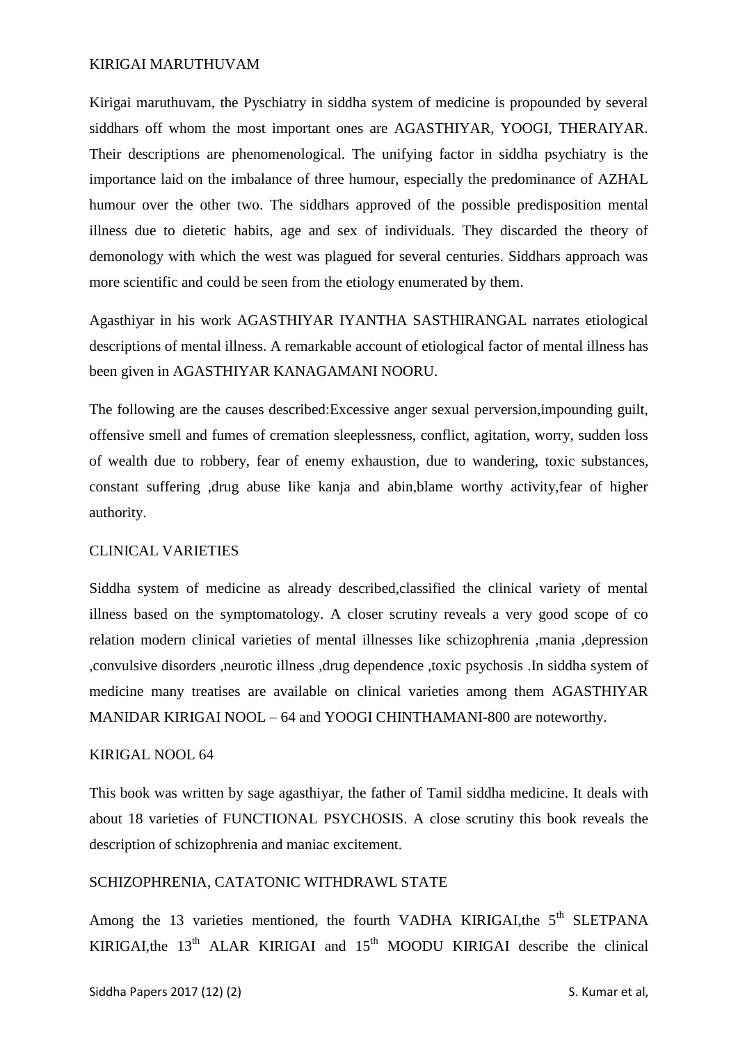## KIRIGAI MARUTHUVAM

Kirigai maruthuvam, the Pyschiatry in siddha system of medicine is propounded by several siddhars off whom the most important ones are AGASTHIYAR, YOOGI, THERAIYAR. Their descriptions are phenomenological. The unifying factor in siddha psychiatry is the importance laid on the imbalance of three humour, especially the predominance of AZHAL humour over the other two. The siddhars approved of the possible predisposition mental illness due to dietetic habits, age and sex of individuals. They discarded the theory of demonology with which the west was plagued for several centuries. Siddhars approach was more scientific and could be seen from the etiology enumerated by them.

Agasthiyar in his work AGASTHIYAR IYANTHA SASTHIRANGAL narrates etiological descriptions of mental illness. A remarkable account of etiological factor of mental illness has been given in AGASTHIYAR KANAGAMANI NOORU.

The following are the causes described:Excessive anger sexual perversion,impounding guilt, offensive smell and fumes of cremation sleeplessness, conflict, agitation, worry, sudden loss of wealth due to robbery, fear of enemy exhaustion, due to wandering, toxic substances, constant suffering ,drug abuse like kanja and abin,blame worthy activity,fear of higher authority.

## CLINICAL VARIETIES

Siddha system of medicine as already described,classified the clinical variety of mental illness based on the symptomatology. A closer scrutiny reveals a very good scope of co relation modern clinical varieties of mental illnesses like schizophrenia ,mania ,depression ,convulsive disorders ,neurotic illness ,drug dependence ,toxic psychosis .In siddha system of medicine many treatises are available on clinical varieties among them AGASTHIYAR MANIDAR KIRIGAI NOOL – 64 and YOOGI CHINTHAMANI-800 are noteworthy.

## KIRIGAL NOOL 64

This book was written by sage agasthiyar, the father of Tamil siddha medicine. It deals with about 18 varieties of FUNCTIONAL PSYCHOSIS. A close scrutiny this book reveals the description of schizophrenia and maniac excitement.

## SCHIZOPHRENIA, CATATONIC WITHDRAWL STATE

Among the 13 varieties mentioned, the fourth VADHA KIRIGAI,the 5th SLETPANA KIRIGAI,the 13th ALAR KIRIGAI and 15th MOODU KIRIGAI describe the clinical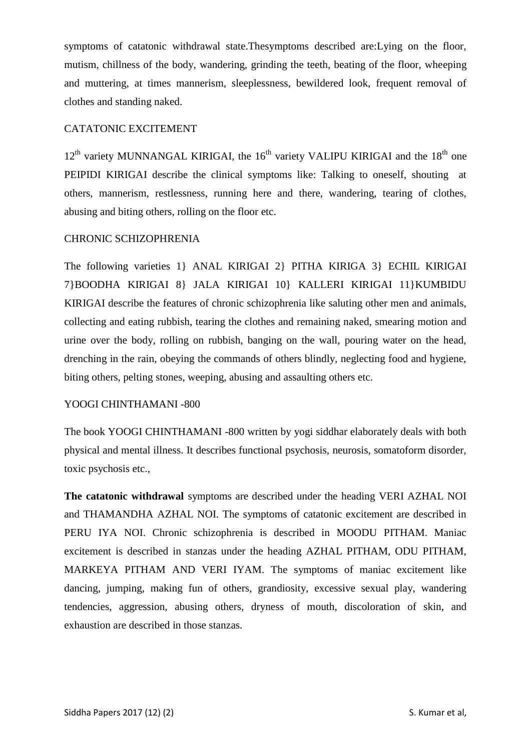symptoms of catatonic withdrawal state.Thesymptoms described are:Lying on the floor, mutism, chillness of the body, wandering, grinding the teeth, beating of the floor, wheeping and muttering, at times mannerism, sleeplessness, bewildered look, frequent removal of clothes and standing naked.

CATATONIC EXCITEMENT

12th variety MUNNANGAL KIRIGAI, the 16th variety VALIPU KIRIGAI and the 18th one PEIPIDI KIRIGAI describe the clinical symptoms like: Talking to oneself, shouting at others, mannerism, restlessness, running here and there, wandering, tearing of clothes, abusing and biting others, rolling on the floor etc.

CHRONIC SCHIZOPHRENIA

The following varieties 1} ANAL KIRIGAI 2} PITHA KIRIGA 3} ECHIL KIRIGAI 7}BOODHA KIRIGAI 8} JALA KIRIGAI 10} KALLERI KIRIGAI 11}KUMBIDU KIRIGAI describe the features of chronic schizophrenia like saluting other men and animals, collecting and eating rubbish, tearing the clothes and remaining naked, smearing motion and urine over the body, rolling on rubbish, banging on the wall, pouring water on the head, drenching in the rain, obeying the commands of others blindly, neglecting food and hygiene, biting others, pelting stones, weeping, abusing and assaulting others etc.

YOOGI CHINTHAMANI -800

The book YOOGI CHINTHAMANI -800 written by yogi siddhar elaborately deals with both physical and mental illness. It describes functional psychosis, neurosis, somatoform disorder, toxic psychosis etc.,

**The catatonic withdrawal** symptoms are described under the heading VERI AZHAL NOI and THAMANDHA AZHAL NOI. The symptoms of catatonic excitement are described in PERU IYA NOI. Chronic schizophrenia is described in MOODU PITHAM. Maniac excitement is described in stanzas under the heading AZHAL PITHAM, ODU PITHAM, MARKEYA PITHAM AND VERI IYAM. The symptoms of maniac excitement like dancing, jumping, making fun of others, grandiosity, excessive sexual play, wandering tendencies, aggression, abusing others, dryness of mouth, discoloration of skin, and exhaustion are described in those stanzas.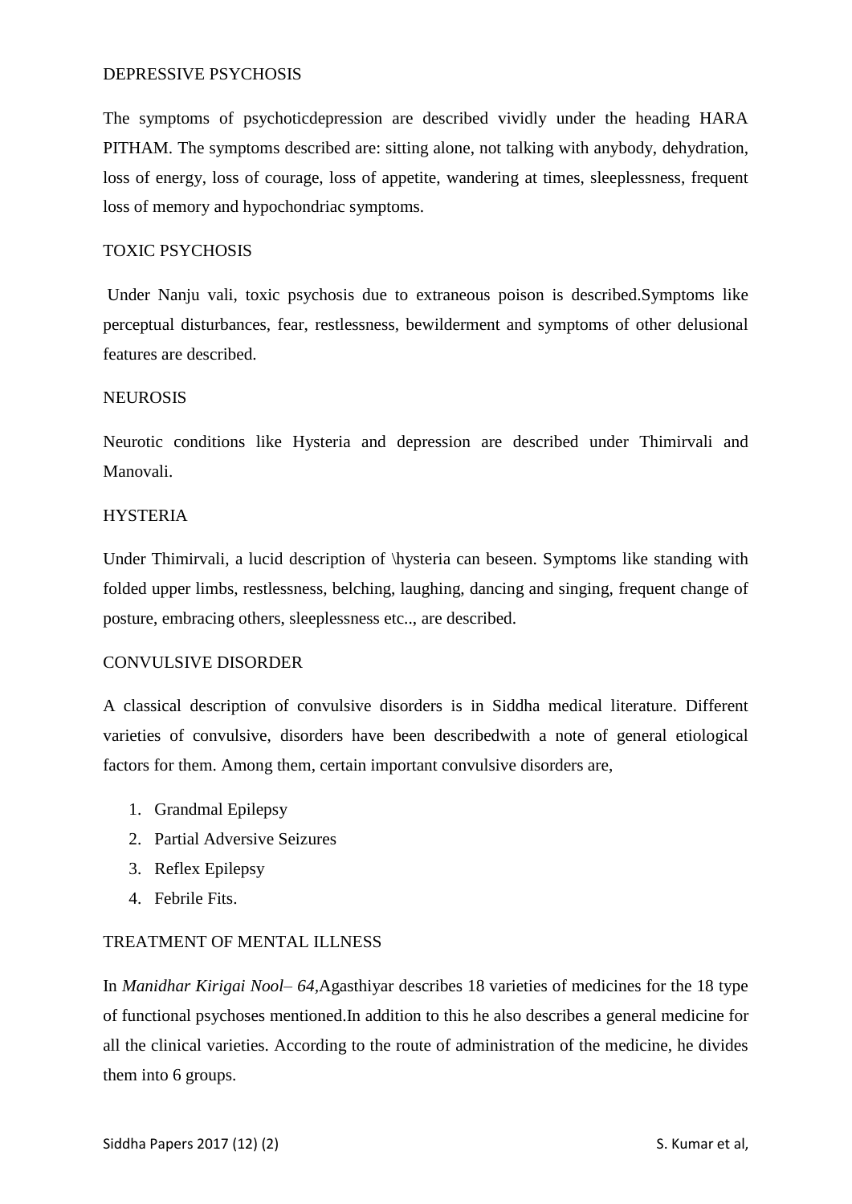DEPRESSIVE PSYCHOSIS

The symptoms of psychoticdepression are described vividly under the heading HARA PITHAM. The symptoms described are: sitting alone, not talking with anybody, dehydration, loss of energy, loss of courage, loss of appetite, wandering at times, sleeplessness, frequent loss of memory and hypochondriac symptoms.

TOXIC PSYCHOSIS

Under Nanju vali, toxic psychosis due to extraneous poison is described.Symptoms like perceptual disturbances, fear, restlessness, bewilderment and symptoms of other delusional features are described.

NEUROSIS

Neurotic conditions like Hysteria and depression are described under Thimirvali and Manovali.

HYSTERIA

Under Thimirvali, a lucid description of \hysteria can beseen. Symptoms like standing with folded upper limbs, restlessness, belching, laughing, dancing and singing, frequent change of posture, embracing others, sleeplessness etc.., are described.

CONVULSIVE DISORDER

A classical description of convulsive disorders is in Siddha medical literature. Different varieties of convulsive, disorders have been describedwith a note of general etiological factors for them. Among them, certain important convulsive disorders are,

1. Grandmal Epilepsy
2. Partial Adversive Seizures
3. Reflex Epilepsy
4. Febrile Fits.

TREATMENT OF MENTAL ILLNESS

In *Manidhar Kirigai Nool– 64,*Agasthiyar describes 18 varieties of medicines for the 18 type of functional psychoses mentioned.In addition to this he also describes a general medicine for all the clinical varieties. According to the route of administration of the medicine, he divides them into 6 groups.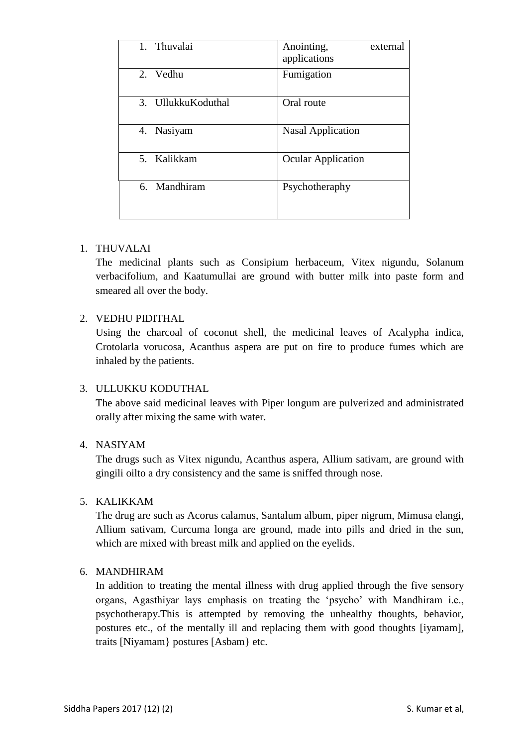| 1. Thuvalai | Anointing, external applications |
|---|---|
| 2. Vedhu | Fumigation |
| 3. UllukkuKoduthal | Oral route |
| 4. Nasiyam | Nasal Application |
| 5. Kalikkam | Ocular Application |
| 6. Mandhiram | Psychotheraphy |

1. THUVALAI

   The medicinal plants such as Consipium herbaceum, Vitex nigundu, Solanum verbacifolium, and Kaatumullai are ground with butter milk into paste form and smeared all over the body.

2. VEDHU PIDITHAL

   Using the charcoal of coconut shell, the medicinal leaves of Acalypha indica, Crotolarla vorucosa, Acanthus aspera are put on fire to produce fumes which are inhaled by the patients.

3. ULLUKKU KODUTHAL

   The above said medicinal leaves with Piper longum are pulverized and administrated orally after mixing the same with water.

4. NASIYAM

   The drugs such as Vitex nigundu, Acanthus aspera, Allium sativam, are ground with gingili oilto a dry consistency and the same is sniffed through nose.

5. KALIKKAM

   The drug are such as Acorus calamus, Santalum album, piper nigrum, Mimusa elangi, Allium sativam, Curcuma longa are ground, made into pills and dried in the sun, which are mixed with breast milk and applied on the eyelids.

6. MANDHIRAM

   In addition to treating the mental illness with drug applied through the five sensory organs, Agasthiyar lays emphasis on treating the 'psycho' with Mandhiram i.e., psychotherapy.This is attempted by removing the unhealthy thoughts, behavior, postures etc., of the mentally ill and replacing them with good thoughts [iyamam], traits [Niyamam} postures [Asbam} etc.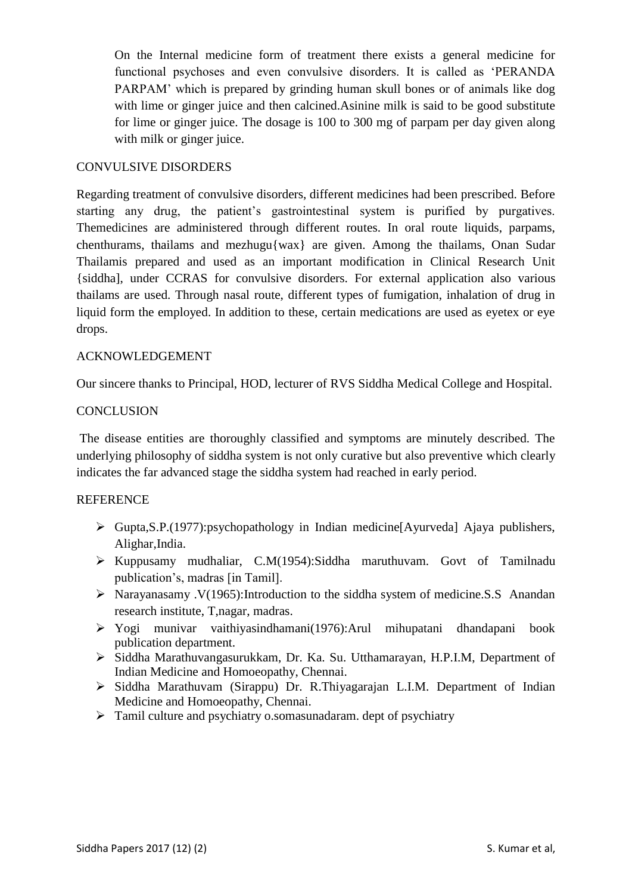On the Internal medicine form of treatment there exists a general medicine for functional psychoses and even convulsive disorders. It is called as 'PERANDA PARPAM' which is prepared by grinding human skull bones or of animals like dog with lime or ginger juice and then calcined.Asinine milk is said to be good substitute for lime or ginger juice. The dosage is 100 to 300 mg of parpam per day given along with milk or ginger juice.

## CONVULSIVE DISORDERS

Regarding treatment of convulsive disorders, different medicines had been prescribed. Before starting any drug, the patient's gastrointestinal system is purified by purgatives. Themedicines are administered through different routes. In oral route liquids, parpams, chenthurams, thailams and mezhugu{wax} are given. Among the thailams, Onan Sudar Thailamis prepared and used as an important modification in Clinical Research Unit {siddha], under CCRAS for convulsive disorders. For external application also various thailams are used. Through nasal route, different types of fumigation, inhalation of drug in liquid form the employed. In addition to these, certain medications are used as eyetex or eye drops.

## ACKNOWLEDGEMENT

Our sincere thanks to Principal, HOD, lecturer of RVS Siddha Medical College and Hospital.

## CONCLUSION

The disease entities are thoroughly classified and symptoms are minutely described. The underlying philosophy of siddha system is not only curative but also preventive which clearly indicates the far advanced stage the siddha system had reached in early period.

## REFERENCE

- Gupta,S.P.(1977):psychopathology in Indian medicine[Ayurveda] Ajaya publishers, Alighar,India.
- Kuppusamy mudhaliar, C.M(1954):Siddha maruthuvam. Govt of Tamilnadu publication's, madras [in Tamil].
- Narayanasamy .V(1965):Introduction to the siddha system of medicine.S.S Anandan research institute, T,nagar, madras.
- Yogi munivar vaithiyasindhamani(1976):Arul mihupatani dhandapani book publication department.
- Siddha Marathuvangasurukkam, Dr. Ka. Su. Utthamarayan, H.P.I.M, Department of Indian Medicine and Homoeopathy, Chennai.
- Siddha Marathuvam (Sirappu) Dr. R.Thiyagarajan L.I.M. Department of Indian Medicine and Homoeopathy, Chennai.
- Tamil culture and psychiatry o.somasunadaram. dept of psychiatry